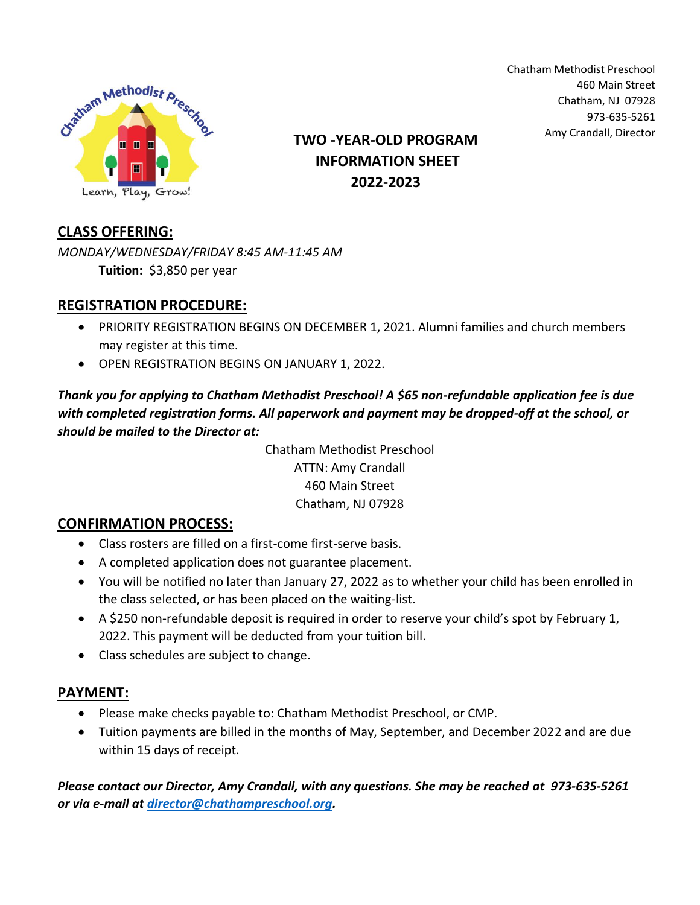Chatham Methodist Preschool
460 Main Street
Chatham, NJ 07928
973-635-5261
Amy Crandall, Director

# TWO -YEAR-OLD PROGRAM INFORMATION SHEET 2022-2023

## CLASS OFFERING:

*MONDAY/WEDNESDAY/FRIDAY 8:45 AM-11:45 AM*

**Tuition:** $3,850 per year

## REGISTRATION PROCEDURE:

- PRIORITY REGISTRATION BEGINS ON DECEMBER 1, 2021. Alumni families and church members may register at this time.
- OPEN REGISTRATION BEGINS ON JANUARY 1, 2022.

***Thank you for applying to Chatham Methodist Preschool! A $65 non-refundable application fee is due with completed registration forms. All paperwork and payment may be dropped-off at the school, or should be mailed to the Director at:***

Chatham Methodist Preschool
ATTN: Amy Crandall
460 Main Street
Chatham, NJ 07928

## CONFIRMATION PROCESS:

- Class rosters are filled on a first-come first-serve basis.
- A completed application does not guarantee placement.
- You will be notified no later than January 27, 2022 as to whether your child has been enrolled in the class selected, or has been placed on the waiting-list.
- A $250 non-refundable deposit is required in order to reserve your child's spot by February 1, 2022. This payment will be deducted from your tuition bill.
- Class schedules are subject to change.

## PAYMENT:

- Please make checks payable to: Chatham Methodist Preschool, or CMP.
- Tuition payments are billed in the months of May, September, and December 2022 and are due within 15 days of receipt.

***Please contact our Director, Amy Crandall, with any questions. She may be reached at 973-635-5261 or via e-mail at [director@chathampreschool.org](mailto:director@chathampreschool.org).***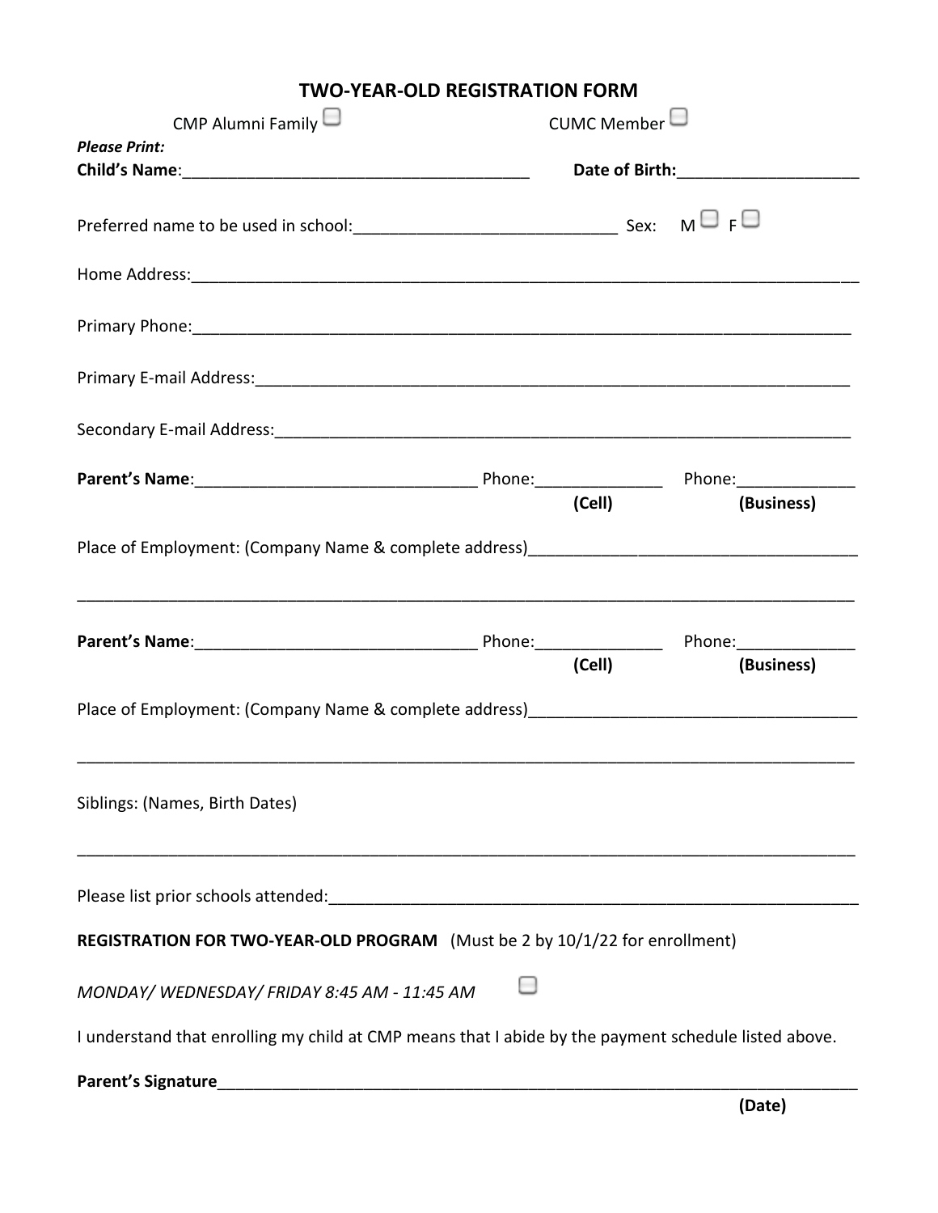# TWO-YEAR-OLD REGISTRATION FORM

CMP Alumni Family ☐ CUMC Member ☐

***Please Print:***

**Child's Name**:______________________________________ **Date of Birth:**____________________

Preferred name to be used in school:____________________________ Sex: M ☐ F ☐

Home Address:___________________________________________________________________________

Primary Phone:__________________________________________________________________________

Primary E-mail Address:_________________________________________________________________

Secondary E-mail Address:_______________________________________________________________

**Parent's Name**:______________________________ Phone:______________ Phone:_____________
**(Cell)** **(Business)**

Place of Employment: (Company Name & complete address)___________________________________

_________________________________________________________________________________________

**Parent's Name**:______________________________ Phone:______________ Phone:_____________
**(Cell)** **(Business)**

Place of Employment: (Company Name & complete address)___________________________________

_________________________________________________________________________________________

Siblings: (Names, Birth Dates)

_________________________________________________________________________________________

Please list prior schools attended:_____________________________________________________

**REGISTRATION FOR TWO-YEAR-OLD PROGRAM** (Must be 2 by 10/1/22 for enrollment)

*MONDAY/ WEDNESDAY/ FRIDAY 8:45 AM - 11:45 AM* ☐

I understand that enrolling my child at CMP means that I abide by the payment schedule listed above.

**Parent's Signature**__________________________________________________________________
**(Date)**